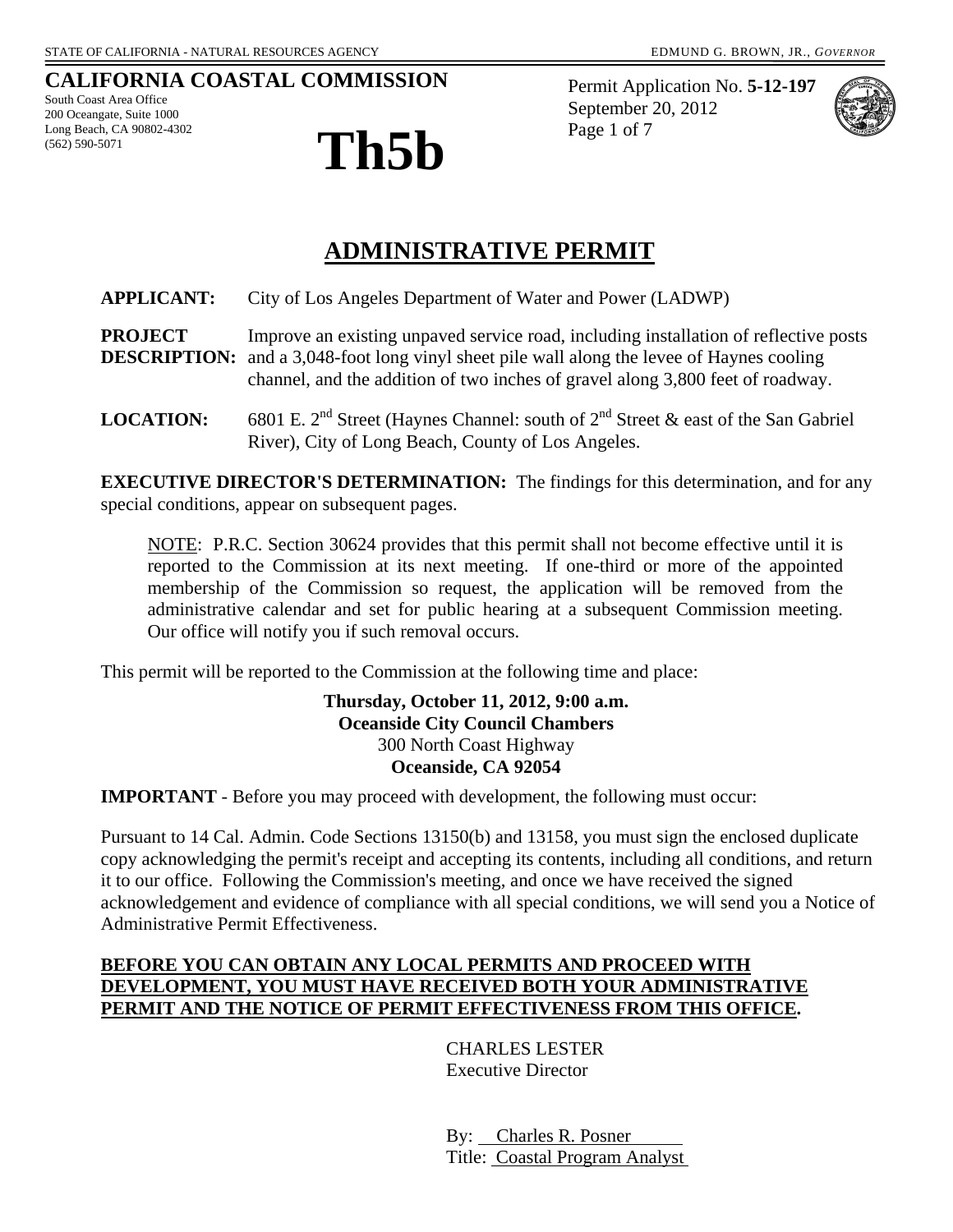STATE OF CALIFORNIA - NATURAL RESOURCES AGENCY EDMUND G. BROWN, JR., *GOVERNOR*

**CALIFORNIA COASTAL COMMISSION**

South Coast Area Office
200 Oceangate, Suite 1000
Long Beach, CA 90802-4302
(562) 590-5071

# Th5b

Permit Application No. **5-12-197**
September 20, 2012

# ADMINISTRATIVE PERMIT

**APPLICANT:** City of Los Angeles Department of Water and Power (LADWP)

**PROJECT DESCRIPTION:** Improve an existing unpaved service road, including installation of reflective posts and a 3,048-foot long vinyl sheet pile wall along the levee of Haynes cooling channel, and the addition of two inches of gravel along 3,800 feet of roadway.

**LOCATION:** 6801 E. 2nd Street (Haynes Channel: south of 2nd Street & east of the San Gabriel River), City of Long Beach, County of Los Angeles.

**EXECUTIVE DIRECTOR'S DETERMINATION:** The findings for this determination, and for any special conditions, appear on subsequent pages.

NOTE: P.R.C. Section 30624 provides that this permit shall not become effective until it is reported to the Commission at its next meeting. If one-third or more of the appointed membership of the Commission so request, the application will be removed from the administrative calendar and set for public hearing at a subsequent Commission meeting. Our office will notify you if such removal occurs.

This permit will be reported to the Commission at the following time and place:

**Thursday, October 11, 2012, 9:00 a.m.**
**Oceanside City Council Chambers**
300 North Coast Highway
**Oceanside, CA 92054**

**IMPORTANT** - Before you may proceed with development, the following must occur:

Pursuant to 14 Cal. Admin. Code Sections 13150(b) and 13158, you must sign the enclosed duplicate copy acknowledging the permit's receipt and accepting its contents, including all conditions, and return it to our office. Following the Commission's meeting, and once we have received the signed acknowledgement and evidence of compliance with all special conditions, we will send you a Notice of Administrative Permit Effectiveness.

**BEFORE YOU CAN OBTAIN ANY LOCAL PERMITS AND PROCEED WITH DEVELOPMENT, YOU MUST HAVE RECEIVED BOTH YOUR ADMINISTRATIVE PERMIT AND THE NOTICE OF PERMIT EFFECTIVENESS FROM THIS OFFICE.**

CHARLES LESTER
Executive Director

By: Charles R. Posner
Title: Coastal Program Analyst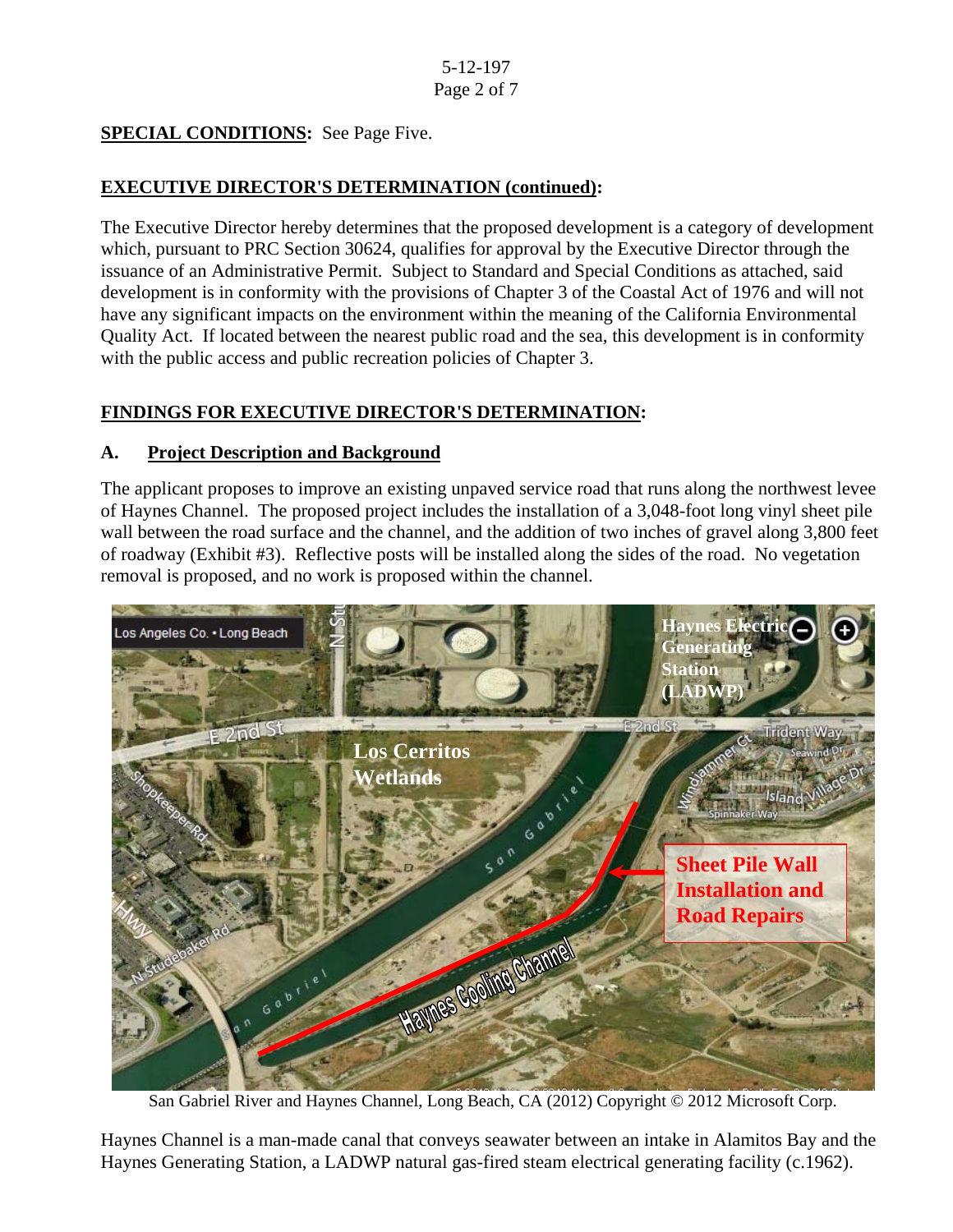**SPECIAL CONDITIONS:** See Page Five.

## EXECUTIVE DIRECTOR'S DETERMINATION (continued):

The Executive Director hereby determines that the proposed development is a category of development which, pursuant to PRC Section 30624, qualifies for approval by the Executive Director through the issuance of an Administrative Permit. Subject to Standard and Special Conditions as attached, said development is in conformity with the provisions of Chapter 3 of the Coastal Act of 1976 and will not have any significant impacts on the environment within the meaning of the California Environmental Quality Act. If located between the nearest public road and the sea, this development is in conformity with the public access and public recreation policies of Chapter 3.

## FINDINGS FOR EXECUTIVE DIRECTOR'S DETERMINATION:

### A. Project Description and Background

The applicant proposes to improve an existing unpaved service road that runs along the northwest levee of Haynes Channel. The proposed project includes the installation of a 3,048-foot long vinyl sheet pile wall between the road surface and the channel, and the addition of two inches of gravel along 3,800 feet of roadway (Exhibit #3). Reflective posts will be installed along the sides of the road. No vegetation removal is proposed, and no work is proposed within the channel.

San Gabriel River and Haynes Channel, Long Beach, CA (2012) Copyright © 2012 Microsoft Corp.

Haynes Channel is a man-made canal that conveys seawater between an intake in Alamitos Bay and the Haynes Generating Station, a LADWP natural gas-fired steam electrical generating facility (c.1962).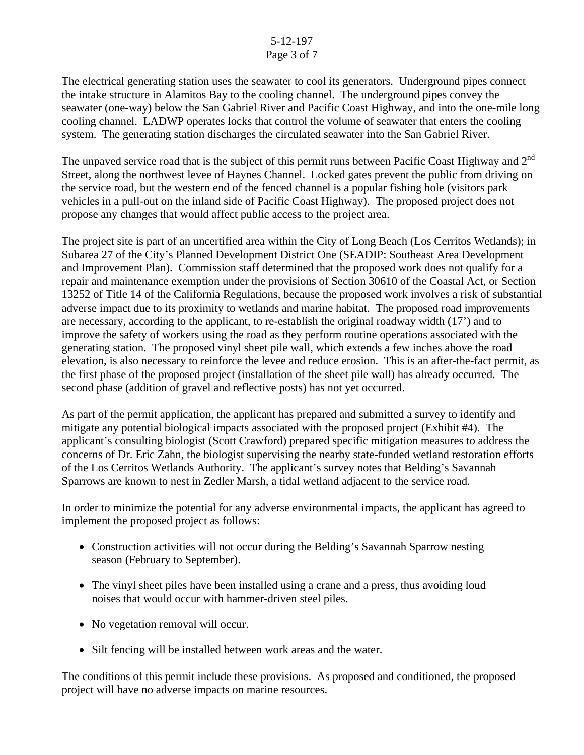The electrical generating station uses the seawater to cool its generators. Underground pipes connect the intake structure in Alamitos Bay to the cooling channel. The underground pipes convey the seawater (one-way) below the San Gabriel River and Pacific Coast Highway, and into the one-mile long cooling channel. LADWP operates locks that control the volume of seawater that enters the cooling system. The generating station discharges the circulated seawater into the San Gabriel River.

The unpaved service road that is the subject of this permit runs between Pacific Coast Highway and 2nd Street, along the northwest levee of Haynes Channel. Locked gates prevent the public from driving on the service road, but the western end of the fenced channel is a popular fishing hole (visitors park vehicles in a pull-out on the inland side of Pacific Coast Highway). The proposed project does not propose any changes that would affect public access to the project area.

The project site is part of an uncertified area within the City of Long Beach (Los Cerritos Wetlands); in Subarea 27 of the City's Planned Development District One (SEADIP: Southeast Area Development and Improvement Plan). Commission staff determined that the proposed work does not qualify for a repair and maintenance exemption under the provisions of Section 30610 of the Coastal Act, or Section 13252 of Title 14 of the California Regulations, because the proposed work involves a risk of substantial adverse impact due to its proximity to wetlands and marine habitat. The proposed road improvements are necessary, according to the applicant, to re-establish the original roadway width (17') and to improve the safety of workers using the road as they perform routine operations associated with the generating station. The proposed vinyl sheet pile wall, which extends a few inches above the road elevation, is also necessary to reinforce the levee and reduce erosion. This is an after-the-fact permit, as the first phase of the proposed project (installation of the sheet pile wall) has already occurred. The second phase (addition of gravel and reflective posts) has not yet occurred.

As part of the permit application, the applicant has prepared and submitted a survey to identify and mitigate any potential biological impacts associated with the proposed project (Exhibit #4). The applicant's consulting biologist (Scott Crawford) prepared specific mitigation measures to address the concerns of Dr. Eric Zahn, the biologist supervising the nearby state-funded wetland restoration efforts of the Los Cerritos Wetlands Authority. The applicant's survey notes that Belding's Savannah Sparrows are known to nest in Zedler Marsh, a tidal wetland adjacent to the service road.

In order to minimize the potential for any adverse environmental impacts, the applicant has agreed to implement the proposed project as follows:

- Construction activities will not occur during the Belding's Savannah Sparrow nesting season (February to September).
- The vinyl sheet piles have been installed using a crane and a press, thus avoiding loud noises that would occur with hammer-driven steel piles.
- No vegetation removal will occur.
- Silt fencing will be installed between work areas and the water.

The conditions of this permit include these provisions. As proposed and conditioned, the proposed project will have no adverse impacts on marine resources.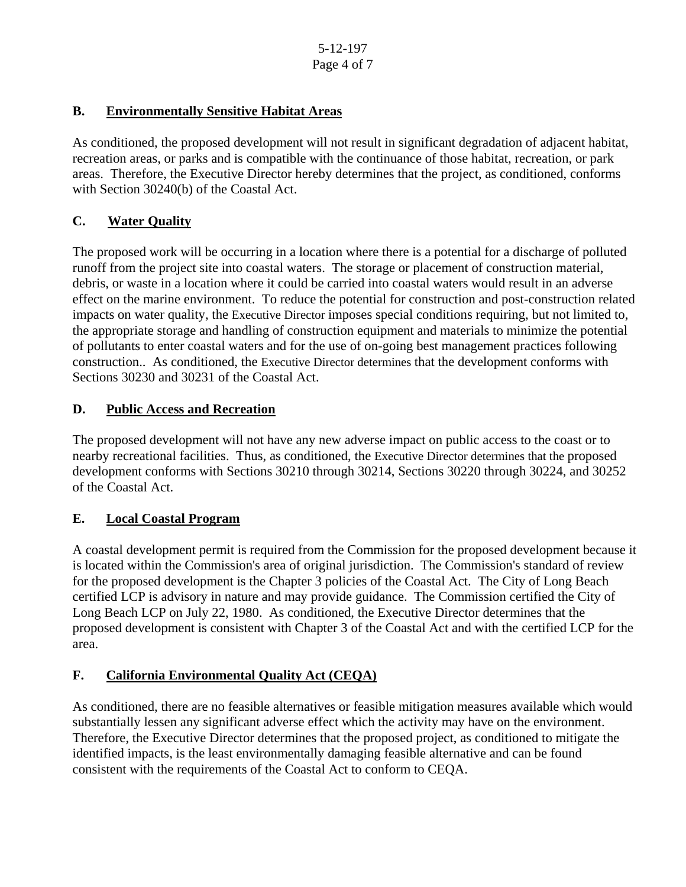### B. Environmentally Sensitive Habitat Areas

As conditioned, the proposed development will not result in significant degradation of adjacent habitat, recreation areas, or parks and is compatible with the continuance of those habitat, recreation, or park areas. Therefore, the Executive Director hereby determines that the project, as conditioned, conforms with Section 30240(b) of the Coastal Act.

### C. Water Quality

The proposed work will be occurring in a location where there is a potential for a discharge of polluted runoff from the project site into coastal waters. The storage or placement of construction material, debris, or waste in a location where it could be carried into coastal waters would result in an adverse effect on the marine environment. To reduce the potential for construction and post-construction related impacts on water quality, the Executive Director imposes special conditions requiring, but not limited to, the appropriate storage and handling of construction equipment and materials to minimize the potential of pollutants to enter coastal waters and for the use of on-going best management practices following construction.. As conditioned, the Executive Director determines that the development conforms with Sections 30230 and 30231 of the Coastal Act.

### D. Public Access and Recreation

The proposed development will not have any new adverse impact on public access to the coast or to nearby recreational facilities. Thus, as conditioned, the Executive Director determines that the proposed development conforms with Sections 30210 through 30214, Sections 30220 through 30224, and 30252 of the Coastal Act.

### E. Local Coastal Program

A coastal development permit is required from the Commission for the proposed development because it is located within the Commission's area of original jurisdiction. The Commission's standard of review for the proposed development is the Chapter 3 policies of the Coastal Act. The City of Long Beach certified LCP is advisory in nature and may provide guidance. The Commission certified the City of Long Beach LCP on July 22, 1980. As conditioned, the Executive Director determines that the proposed development is consistent with Chapter 3 of the Coastal Act and with the certified LCP for the area.

### F. California Environmental Quality Act (CEQA)

As conditioned, there are no feasible alternatives or feasible mitigation measures available which would substantially lessen any significant adverse effect which the activity may have on the environment. Therefore, the Executive Director determines that the proposed project, as conditioned to mitigate the identified impacts, is the least environmentally damaging feasible alternative and can be found consistent with the requirements of the Coastal Act to conform to CEQA.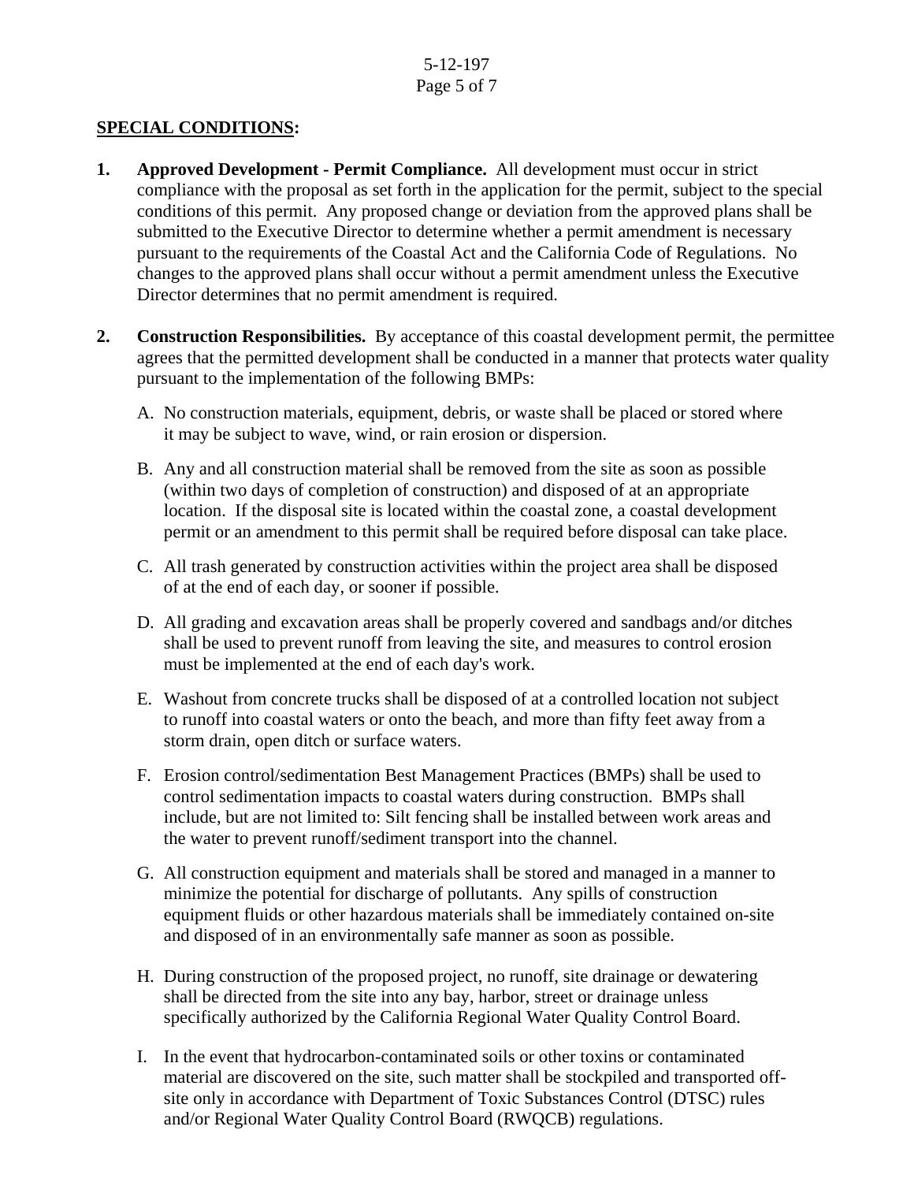**SPECIAL CONDITIONS:**

1. **Approved Development - Permit Compliance.** All development must occur in strict compliance with the proposal as set forth in the application for the permit, subject to the special conditions of this permit. Any proposed change or deviation from the approved plans shall be submitted to the Executive Director to determine whether a permit amendment is necessary pursuant to the requirements of the Coastal Act and the California Code of Regulations. No changes to the approved plans shall occur without a permit amendment unless the Executive Director determines that no permit amendment is required.

2. **Construction Responsibilities.** By acceptance of this coastal development permit, the permittee agrees that the permitted development shall be conducted in a manner that protects water quality pursuant to the implementation of the following BMPs:

   A. No construction materials, equipment, debris, or waste shall be placed or stored where it may be subject to wave, wind, or rain erosion or dispersion.

   B. Any and all construction material shall be removed from the site as soon as possible (within two days of completion of construction) and disposed of at an appropriate location. If the disposal site is located within the coastal zone, a coastal development permit or an amendment to this permit shall be required before disposal can take place.

   C. All trash generated by construction activities within the project area shall be disposed of at the end of each day, or sooner if possible.

   D. All grading and excavation areas shall be properly covered and sandbags and/or ditches shall be used to prevent runoff from leaving the site, and measures to control erosion must be implemented at the end of each day's work.

   E. Washout from concrete trucks shall be disposed of at a controlled location not subject to runoff into coastal waters or onto the beach, and more than fifty feet away from a storm drain, open ditch or surface waters.

   F. Erosion control/sedimentation Best Management Practices (BMPs) shall be used to control sedimentation impacts to coastal waters during construction. BMPs shall include, but are not limited to: Silt fencing shall be installed between work areas and the water to prevent runoff/sediment transport into the channel.

   G. All construction equipment and materials shall be stored and managed in a manner to minimize the potential for discharge of pollutants. Any spills of construction equipment fluids or other hazardous materials shall be immediately contained on-site and disposed of in an environmentally safe manner as soon as possible.

   H. During construction of the proposed project, no runoff, site drainage or dewatering shall be directed from the site into any bay, harbor, street or drainage unless specifically authorized by the California Regional Water Quality Control Board.

   I. In the event that hydrocarbon-contaminated soils or other toxins or contaminated material are discovered on the site, such matter shall be stockpiled and transported off-site only in accordance with Department of Toxic Substances Control (DTSC) rules and/or Regional Water Quality Control Board (RWQCB) regulations.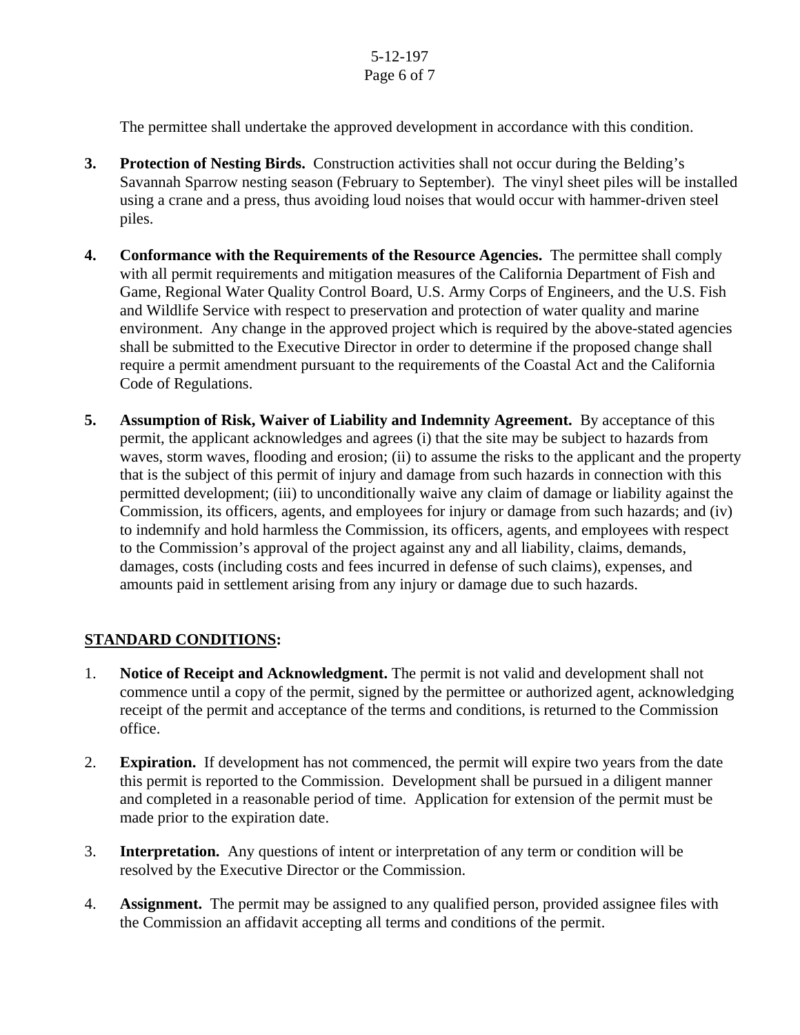The permittee shall undertake the approved development in accordance with this condition.

3. **Protection of Nesting Birds.** Construction activities shall not occur during the Belding's Savannah Sparrow nesting season (February to September). The vinyl sheet piles will be installed using a crane and a press, thus avoiding loud noises that would occur with hammer-driven steel piles.

4. **Conformance with the Requirements of the Resource Agencies.** The permittee shall comply with all permit requirements and mitigation measures of the California Department of Fish and Game, Regional Water Quality Control Board, U.S. Army Corps of Engineers, and the U.S. Fish and Wildlife Service with respect to preservation and protection of water quality and marine environment. Any change in the approved project which is required by the above-stated agencies shall be submitted to the Executive Director in order to determine if the proposed change shall require a permit amendment pursuant to the requirements of the Coastal Act and the California Code of Regulations.

5. **Assumption of Risk, Waiver of Liability and Indemnity Agreement.** By acceptance of this permit, the applicant acknowledges and agrees (i) that the site may be subject to hazards from waves, storm waves, flooding and erosion; (ii) to assume the risks to the applicant and the property that is the subject of this permit of injury and damage from such hazards in connection with this permitted development; (iii) to unconditionally waive any claim of damage or liability against the Commission, its officers, agents, and employees for injury or damage from such hazards; and (iv) to indemnify and hold harmless the Commission, its officers, agents, and employees with respect to the Commission's approval of the project against any and all liability, claims, demands, damages, costs (including costs and fees incurred in defense of such claims), expenses, and amounts paid in settlement arising from any injury or damage due to such hazards.

## STANDARD CONDITIONS:

1. **Notice of Receipt and Acknowledgment.** The permit is not valid and development shall not commence until a copy of the permit, signed by the permittee or authorized agent, acknowledging receipt of the permit and acceptance of the terms and conditions, is returned to the Commission office.

2. **Expiration.** If development has not commenced, the permit will expire two years from the date this permit is reported to the Commission. Development shall be pursued in a diligent manner and completed in a reasonable period of time. Application for extension of the permit must be made prior to the expiration date.

3. **Interpretation.** Any questions of intent or interpretation of any term or condition will be resolved by the Executive Director or the Commission.

4. **Assignment.** The permit may be assigned to any qualified person, provided assignee files with the Commission an affidavit accepting all terms and conditions of the permit.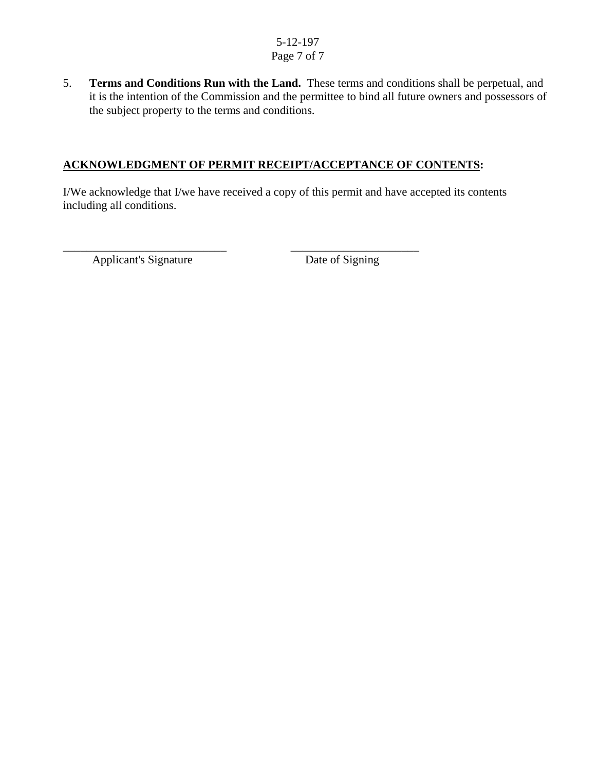5. **Terms and Conditions Run with the Land.** These terms and conditions shall be perpetual, and it is the intention of the Commission and the permittee to bind all future owners and possessors of the subject property to the terms and conditions.

## ACKNOWLEDGMENT OF PERMIT RECEIPT/ACCEPTANCE OF CONTENTS:

I/We acknowledge that I/we have received a copy of this permit and have accepted its contents including all conditions.

_____________________________ _______________________

Applicant's Signature Date of Signing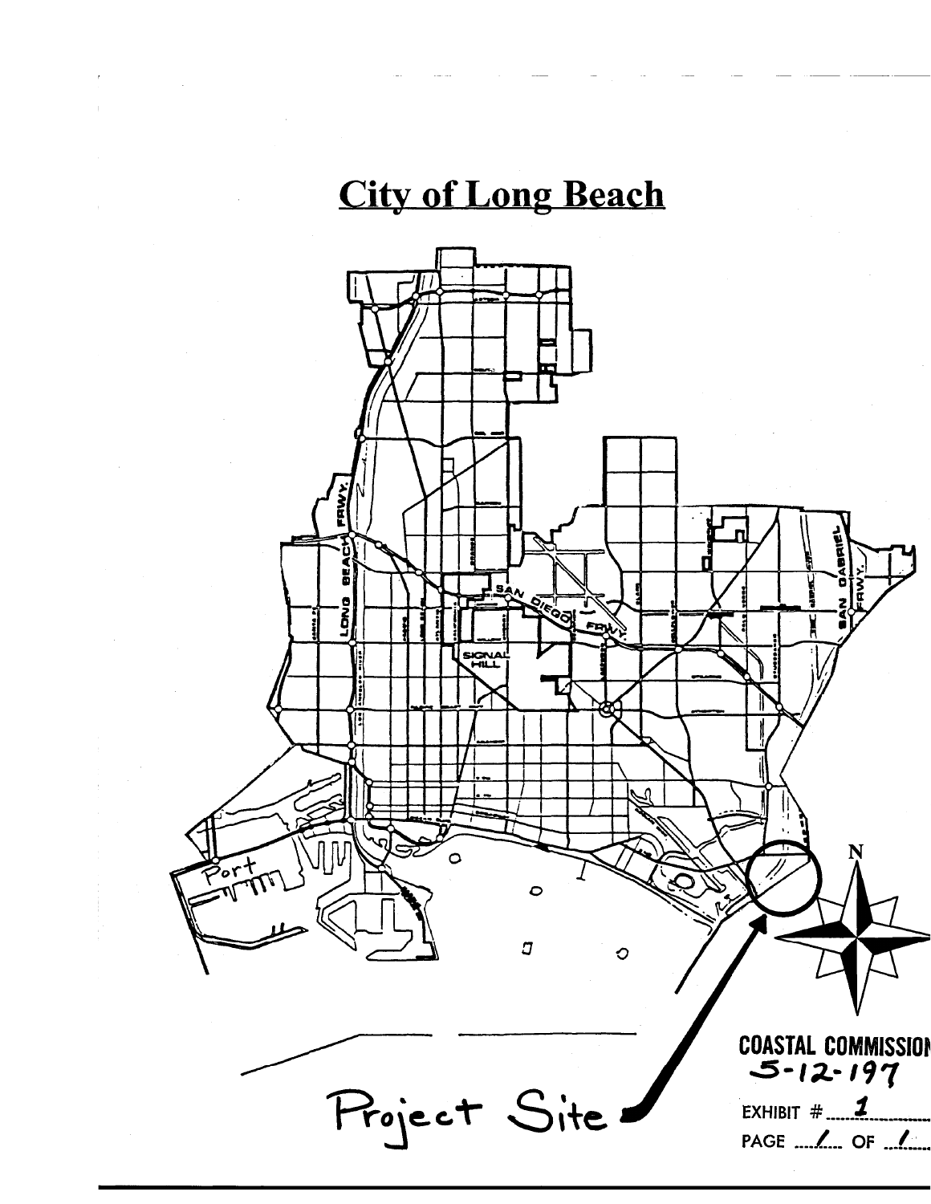# City of Long Beach

Project Site

COASTAL COMMISSION
5-12-197

EXHIBIT # 1

PAGE 1 OF 1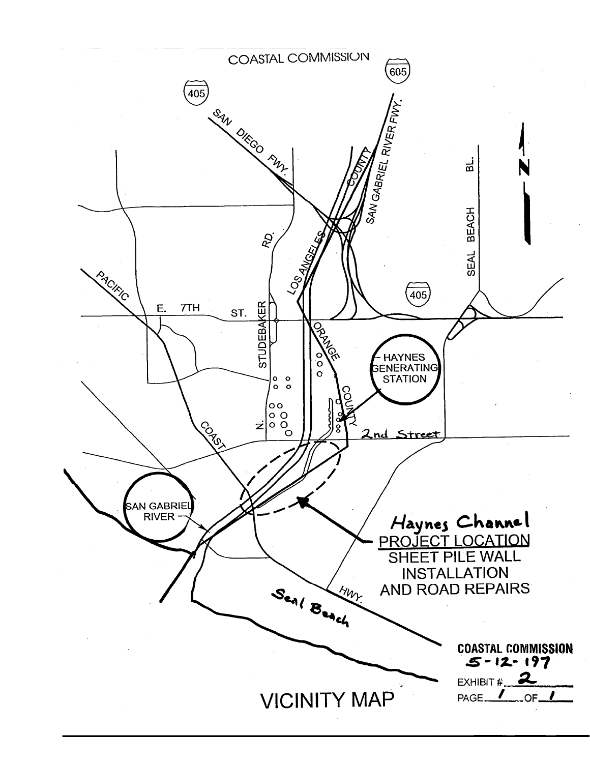COASTAL COMMISSION

405

605

SAN DIEGO FWY.

SAN GABRIEL RIVER FWY.

LOS ANGELES COUNTY

SEAL BEACH BL.

N

RD.

405

PACIFIC

E. 7TH ST.

STUDEBAKER

N.

ORANGE COUNTY

HAYNES GENERATING STATION

2nd Street

COAST

SAN GABRIEL RIVER

Haynes Channel
PROJECT LOCATION
SHEET PILE WALL INSTALLATION AND ROAD REPAIRS

HWY.

Seal Beach

# VICINITY MAP

**COASTAL COMMISSION**
5-12-197
EXHIBIT # 2
PAGE 1 OF 1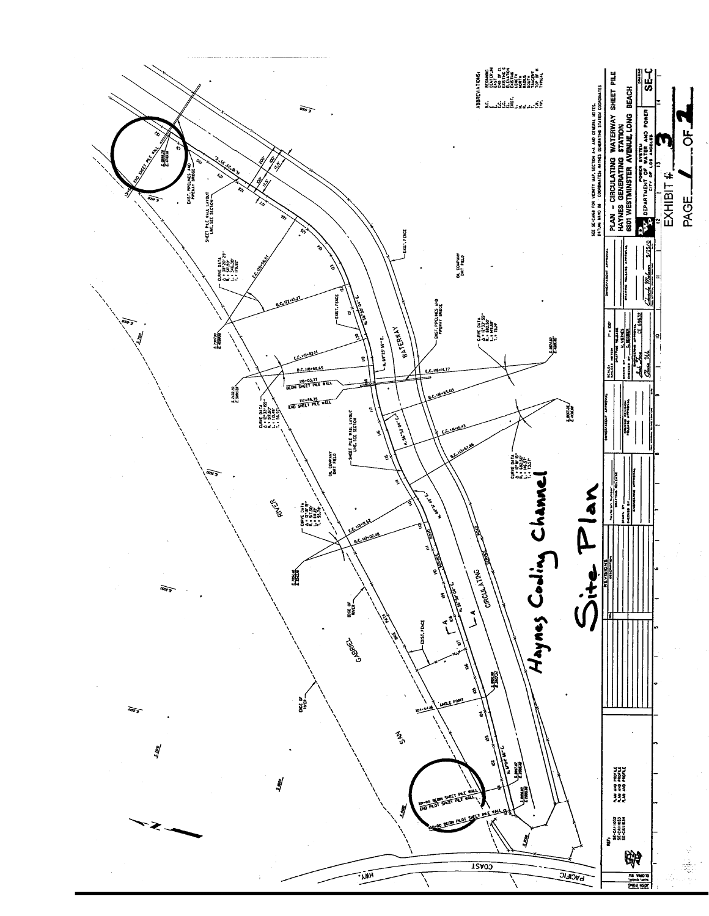# Site Plan

## Haynes Cooling Channel

SAN GABRIEL RIVER

CIRCULATING WATERWAY

PACIFIC COAST HWY.

10+00 BEGIN SHEET PILE WALL
END PILOT SHEET PILE WALL

100+00 BEGIN PILOT SHEET PILE WALL

117+88.75 END SHEET PILE WALL

118+03.75 BEGIN SHEET PILE WALL

END SHEET PILE WALL

EXIST. PIPELINES AND PIPEWAY BRIDGE

SHEET PILE WALL LAYOUT LINE, SEE SECTION

OIL COMPANY DIRT FIELD

EXIST. FENCE

EDGE OF RIVER

ANGLE POINT

ABBREVIATIONS:

| | |
|---|---|
| B.C. | BEGINNING |
| ℄ | CENTERLINE |
| E. | EAST |
| E.C. | END OF CURVE |
| EL. | ELEVATION |
| EXIST. | EXISTING |
| L | LENGTH |
| N. | NORTH |
| R | RADIUS |
| S. | SOUTH |
| T | TANGENT |
| T.P. | TOP OF PILE |
| TYP. | TYPICAL |

SEE SE-CA1148 FOR VICINITY MAP, SECTION A-A AND GENERAL NOTES.
DATUM: NAVD 88 COORDINATES HAYNES GENERATING STATION COORDINATES

PLAN - CIRCULATING WATERWAY SHEET PILE
HAYNES GENERATING STATION
6801 WESTMINSTER AVENUE, LONG BEACH

DEPARTMENT OF WATER AND POWER
POWER SYSTEM
CITY OF LOS ANGELES

EXHIBIT # 3

PAGE 1 OF 2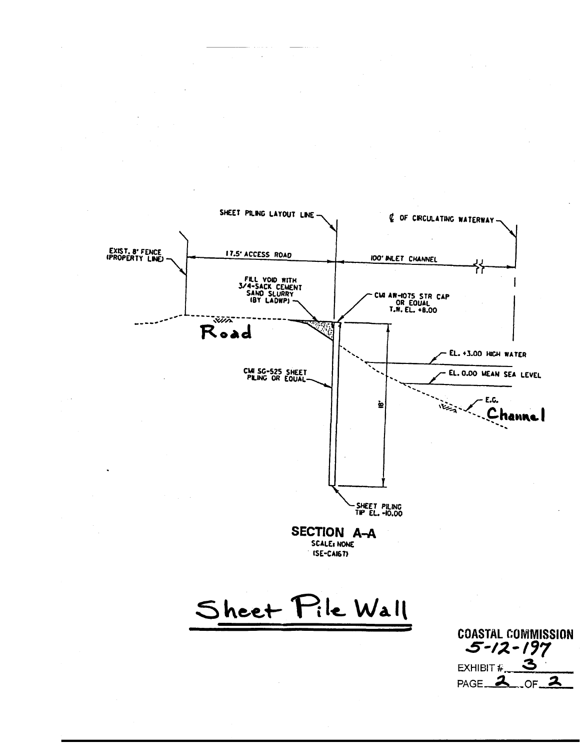SHEET PILING LAYOUT LINE

℄ OF CIRCULATING WATERWAY

EXIST. 8' FENCE (PROPERTY LINE)

17.5' ACCESS ROAD

100' INLET CHANNEL

FILL VOID WITH 3/4-SACK CEMENT SAND SLURRY (BY LADWP)

CMI AW-1075 STR CAP OR EQUAL T.W. EL. +8.00

Road

EL. +3.00 HIGH WATER

CMI SG-525 SHEET PILING OR EQUAL

EL. 0.00 MEAN SEA LEVEL

18'

E.G.

Channel

SHEET PILING TIP EL. -10.00

**SECTION A-A**
SCALE: NONE
(SE-CA167)

# Sheet Pile Wall

**COASTAL COMMISSION**
5-12-197
EXHIBIT # 3
PAGE 2 OF 2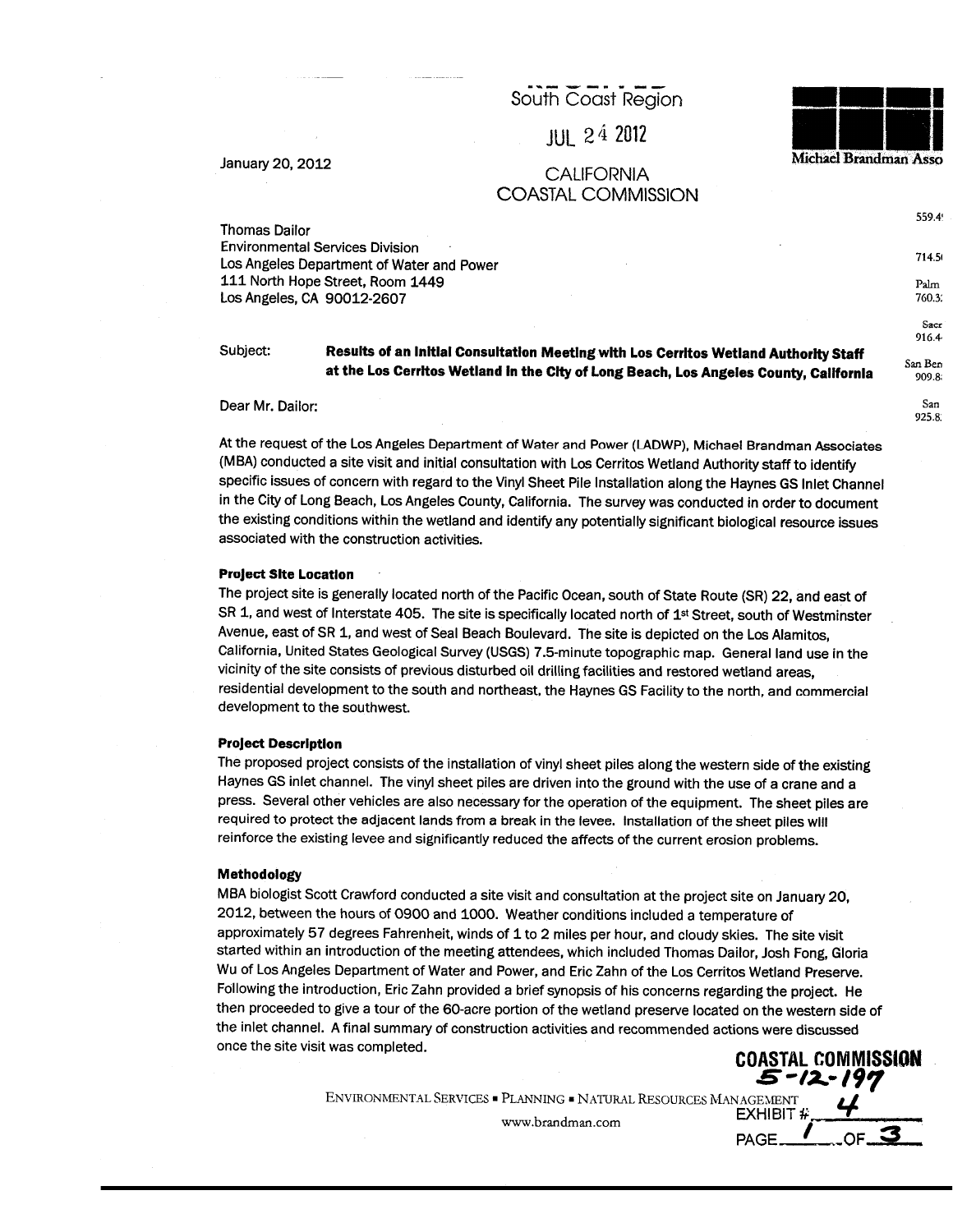RECEIVED
South Coast Region

JUL 24 2012

CALIFORNIA
COASTAL COMMISSION

Michael Brandman Asso

January 20, 2012

Thomas Dailor
Environmental Services Division
Los Angeles Department of Water and Power
111 North Hope Street, Room 1449
Los Angeles, CA 90012-2607

Subject: **Results of an Initial Consultation Meeting with Los Cerritos Wetland Authority Staff at the Los Cerritos Wetland in the City of Long Beach, Los Angeles County, California**

Dear Mr. Dailor:

At the request of the Los Angeles Department of Water and Power (LADWP), Michael Brandman Associates (MBA) conducted a site visit and initial consultation with Los Cerritos Wetland Authority staff to identify specific issues of concern with regard to the Vinyl Sheet Pile Installation along the Haynes GS Inlet Channel in the City of Long Beach, Los Angeles County, California. The survey was conducted in order to document the existing conditions within the wetland and identify any potentially significant biological resource issues associated with the construction activities.

### Project Site Location

The project site is generally located north of the Pacific Ocean, south of State Route (SR) 22, and east of SR 1, and west of Interstate 405. The site is specifically located north of 1st Street, south of Westminster Avenue, east of SR 1, and west of Seal Beach Boulevard. The site is depicted on the Los Alamitos, California, United States Geological Survey (USGS) 7.5-minute topographic map. General land use in the vicinity of the site consists of previous disturbed oil drilling facilities and restored wetland areas, residential development to the south and northeast, the Haynes GS Facility to the north, and commercial development to the southwest.

### Project Description

The proposed project consists of the installation of vinyl sheet piles along the western side of the existing Haynes GS inlet channel. The vinyl sheet piles are driven into the ground with the use of a crane and a press. Several other vehicles are also necessary for the operation of the equipment. The sheet piles are required to protect the adjacent lands from a break in the levee. Installation of the sheet piles will reinforce the existing levee and significantly reduced the affects of the current erosion problems.

### Methodology

MBA biologist Scott Crawford conducted a site visit and consultation at the project site on January 20, 2012, between the hours of 0900 and 1000. Weather conditions included a temperature of approximately 57 degrees Fahrenheit, winds of 1 to 2 miles per hour, and cloudy skies. The site visit started within an introduction of the meeting attendees, which included Thomas Dailor, Josh Fong, Gloria Wu of Los Angeles Department of Water and Power, and Eric Zahn of the Los Cerritos Wetland Preserve. Following the introduction, Eric Zahn provided a brief synopsis of his concerns regarding the project. He then proceeded to give a tour of the 60-acre portion of the wetland preserve located on the western side of the inlet channel. A final summary of construction activities and recommended actions were discussed once the site visit was completed.

COASTAL COMMISSION
5-12-197
EXHIBIT # 4
PAGE 1 OF 3

ENVIRONMENTAL SERVICES ▪ PLANNING ▪ NATURAL RESOURCES MANAGEMENT
www.brandman.com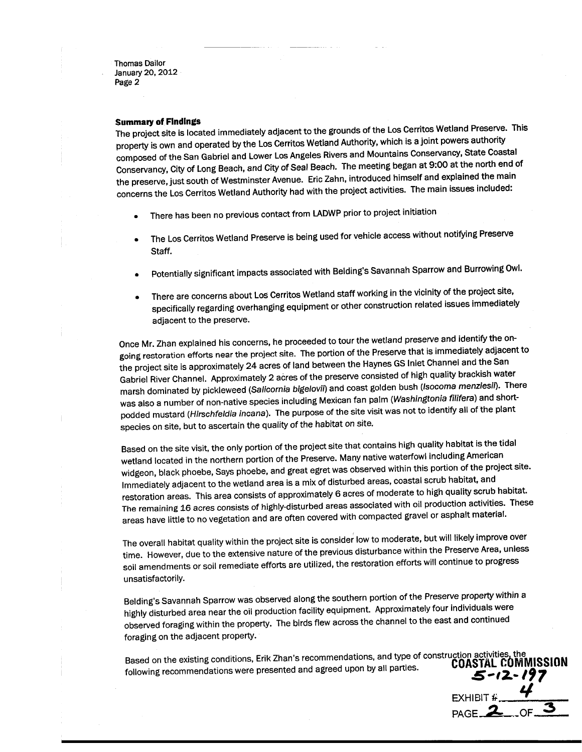Thomas Dailor
January 20, 2012
Page 2

**Summary of Findings**

The project site is located immediately adjacent to the grounds of the Los Cerritos Wetland Preserve. This property is own and operated by the Los Cerritos Wetland Authority, which is a joint powers authority composed of the San Gabriel and Lower Los Angeles Rivers and Mountains Conservancy, State Coastal Conservancy, City of Long Beach, and City of Seal Beach. The meeting began at 9:00 at the north end of the preserve, just south of Westminster Avenue. Eric Zahn, introduced himself and explained the main concerns the Los Cerritos Wetland Authority had with the project activities. The main issues included:

- There has been no previous contact from LADWP prior to project initiation
- The Los Cerritos Wetland Preserve is being used for vehicle access without notifying Preserve Staff.
- Potentially significant impacts associated with Belding's Savannah Sparrow and Burrowing Owl.
- There are concerns about Los Cerritos Wetland staff working in the vicinity of the project site, specifically regarding overhanging equipment or other construction related issues immediately adjacent to the preserve.

Once Mr. Zhan explained his concerns, he proceeded to tour the wetland preserve and identify the on-going restoration efforts near the project site. The portion of the Preserve that is immediately adjacent to the project site is approximately 24 acres of land between the Haynes GS Inlet Channel and the San Gabriel River Channel. Approximately 2 acres of the preserve consisted of high quality brackish water marsh dominated by pickleweed (*Salicornia bigelovii*) and coast golden bush (*Isocoma menziesii*). There was also a number of non-native species including Mexican fan palm (*Washingtonia filifera*) and short-podded mustard (*Hirschfeldia incana*). The purpose of the site visit was not to identify all of the plant species on site, but to ascertain the quality of the habitat on site.

Based on the site visit, the only portion of the project site that contains high quality habitat is the tidal wetland located in the northern portion of the Preserve. Many native waterfowl including American widgeon, black phoebe, Says phoebe, and great egret was observed within this portion of the project site. Immediately adjacent to the wetland area is a mix of disturbed areas, coastal scrub habitat, and restoration areas. This area consists of approximately 6 acres of moderate to high quality scrub habitat. The remaining 16 acres consists of highly-disturbed areas associated with oil production activities. These areas have little to no vegetation and are often covered with compacted gravel or asphalt material.

The overall habitat quality within the project site is consider low to moderate, but will likely improve over time. However, due to the extensive nature of the previous disturbance within the Preserve Area, unless soil amendments or soil remediate efforts are utilized, the restoration efforts will continue to progress unsatisfactorily.

Belding's Savannah Sparrow was observed along the southern portion of the Preserve property within a highly disturbed area near the oil production facility equipment. Approximately four individuals were observed foraging within the property. The birds flew across the channel to the east and continued foraging on the adjacent property.

Based on the existing conditions, Erik Zhan's recommendations, and type of construction activities, the following recommendations were presented and agreed upon by all parties.

COASTAL COMMISSION
5-12-197
EXHIBIT # 4
PAGE 2 OF 3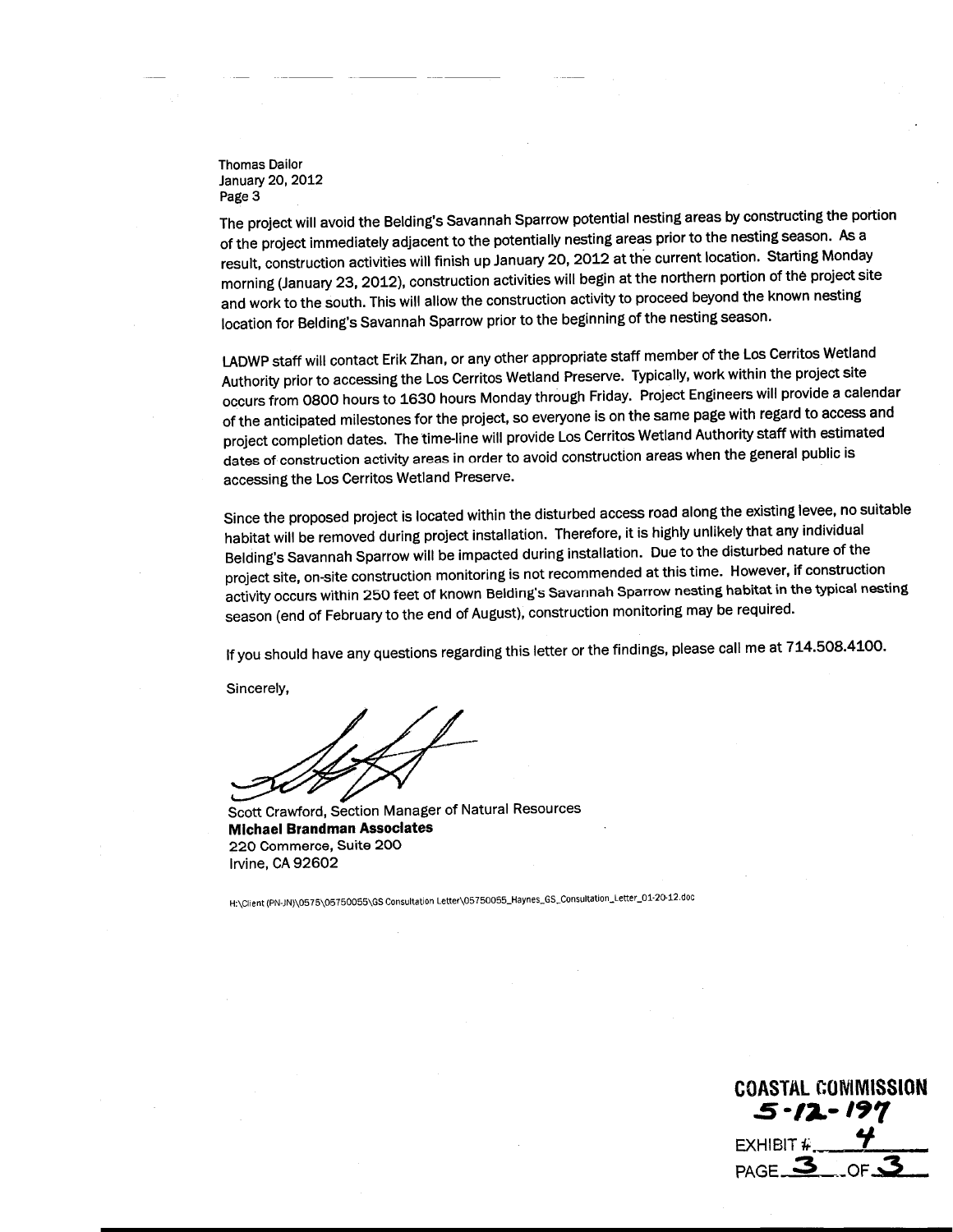Thomas Dailor
January 20, 2012
Page 3

The project will avoid the Belding's Savannah Sparrow potential nesting areas by constructing the portion of the project immediately adjacent to the potentially nesting areas prior to the nesting season. As a result, construction activities will finish up January 20, 2012 at the current location. Starting Monday morning (January 23, 2012), construction activities will begin at the northern portion of the project site and work to the south. This will allow the construction activity to proceed beyond the known nesting location for Belding's Savannah Sparrow prior to the beginning of the nesting season.

LADWP staff will contact Erik Zhan, or any other appropriate staff member of the Los Cerritos Wetland Authority prior to accessing the Los Cerritos Wetland Preserve. Typically, work within the project site occurs from 0800 hours to 1630 hours Monday through Friday. Project Engineers will provide a calendar of the anticipated milestones for the project, so everyone is on the same page with regard to access and project completion dates. The time-line will provide Los Cerritos Wetland Authority staff with estimated dates of construction activity areas in order to avoid construction areas when the general public is accessing the Los Cerritos Wetland Preserve.

Since the proposed project is located within the disturbed access road along the existing levee, no suitable habitat will be removed during project installation. Therefore, it is highly unlikely that any individual Belding's Savannah Sparrow will be impacted during installation. Due to the disturbed nature of the project site, on-site construction monitoring is not recommended at this time. However, if construction activity occurs within 250 feet of known Belding's Savannah Sparrow nesting habitat in the typical nesting season (end of February to the end of August), construction monitoring may be required.

If you should have any questions regarding this letter or the findings, please call me at 714.508.4100.

Sincerely,

Scott Crawford, Section Manager of Natural Resources
**Michael Brandman Associates**
220 Commerce, Suite 200
Irvine, CA 92602

H:\Client (PN-JN)\0575\05750055\GS Consultation Letter\05750055_Haynes_GS_Consultation_Letter_01-20-12.doc

**COASTAL COMMISSION**
**5-12-197**
EXHIBIT # 4
PAGE 3 OF 3